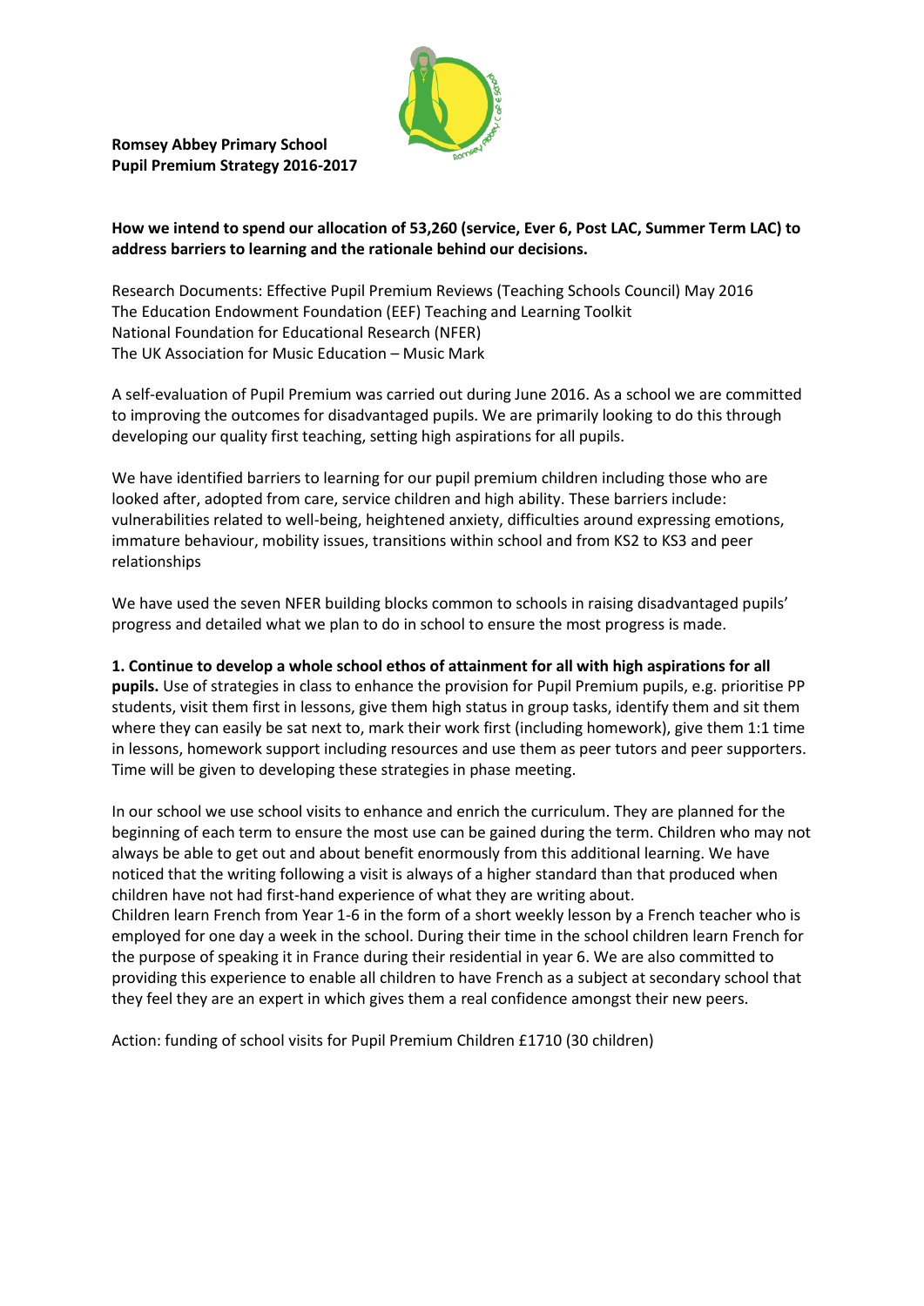**Romsey Abbey Primary School**
**Pupil Premium Strategy 2016-2017**

**How we intend to spend our allocation of 53,260 (service, Ever 6, Post LAC, Summer Term LAC) to address barriers to learning and the rationale behind our decisions.**

Research Documents: Effective Pupil Premium Reviews (Teaching Schools Council) May 2016
The Education Endowment Foundation (EEF) Teaching and Learning Toolkit
National Foundation for Educational Research (NFER)
The UK Association for Music Education – Music Mark

A self-evaluation of Pupil Premium was carried out during June 2016. As a school we are committed to improving the outcomes for disadvantaged pupils. We are primarily looking to do this through developing our quality first teaching, setting high aspirations for all pupils.

We have identified barriers to learning for our pupil premium children including those who are looked after, adopted from care, service children and high ability. These barriers include: vulnerabilities related to well-being, heightened anxiety, difficulties around expressing emotions, immature behaviour, mobility issues, transitions within school and from KS2 to KS3 and peer relationships

We have used the seven NFER building blocks common to schools in raising disadvantaged pupils' progress and detailed what we plan to do in school to ensure the most progress is made.

**1. Continue to develop a whole school ethos of attainment for all with high aspirations for all pupils.** Use of strategies in class to enhance the provision for Pupil Premium pupils, e.g. prioritise PP students, visit them first in lessons, give them high status in group tasks, identify them and sit them where they can easily be sat next to, mark their work first (including homework), give them 1:1 time in lessons, homework support including resources and use them as peer tutors and peer supporters. Time will be given to developing these strategies in phase meeting.

In our school we use school visits to enhance and enrich the curriculum. They are planned for the beginning of each term to ensure the most use can be gained during the term. Children who may not always be able to get out and about benefit enormously from this additional learning. We have noticed that the writing following a visit is always of a higher standard than that produced when children have not had first-hand experience of what they are writing about.
Children learn French from Year 1-6 in the form of a short weekly lesson by a French teacher who is employed for one day a week in the school. During their time in the school children learn French for the purpose of speaking it in France during their residential in year 6. We are also committed to providing this experience to enable all children to have French as a subject at secondary school that they feel they are an expert in which gives them a real confidence amongst their new peers.

Action: funding of school visits for Pupil Premium Children £1710 (30 children)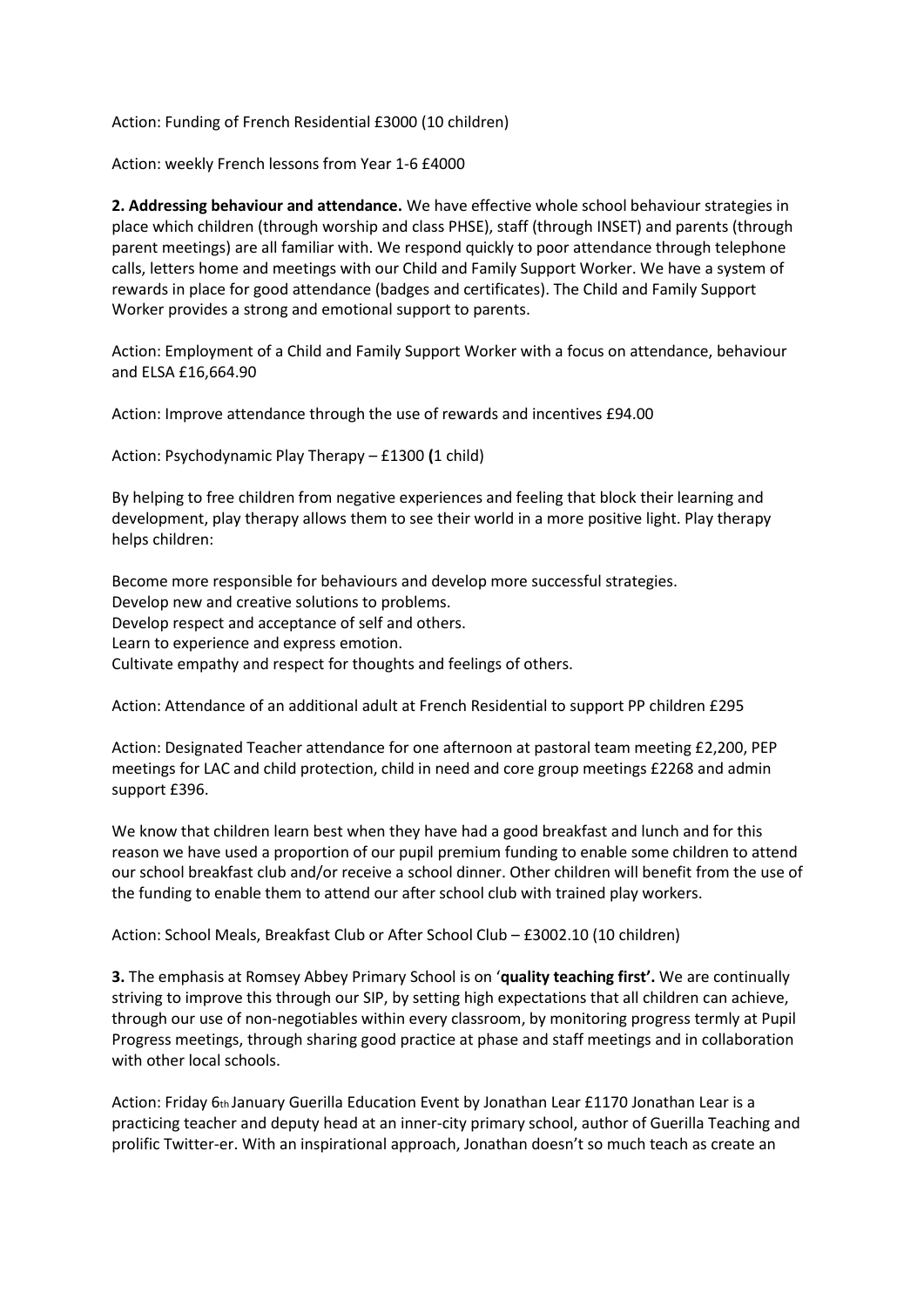Action: Funding of French Residential £3000 (10 children)

Action: weekly French lessons from Year 1-6 £4000

**2. Addressing behaviour and attendance.** We have effective whole school behaviour strategies in place which children (through worship and class PHSE), staff (through INSET) and parents (through parent meetings) are all familiar with. We respond quickly to poor attendance through telephone calls, letters home and meetings with our Child and Family Support Worker. We have a system of rewards in place for good attendance (badges and certificates). The Child and Family Support Worker provides a strong and emotional support to parents.

Action: Employment of a Child and Family Support Worker with a focus on attendance, behaviour and ELSA £16,664.90

Action: Improve attendance through the use of rewards and incentives £94.00

Action: Psychodynamic Play Therapy – £1300 **(**1 child)

By helping to free children from negative experiences and feeling that block their learning and development, play therapy allows them to see their world in a more positive light. Play therapy helps children:

Become more responsible for behaviours and develop more successful strategies.
Develop new and creative solutions to problems.
Develop respect and acceptance of self and others.
Learn to experience and express emotion.
Cultivate empathy and respect for thoughts and feelings of others.

Action: Attendance of an additional adult at French Residential to support PP children £295

Action: Designated Teacher attendance for one afternoon at pastoral team meeting £2,200, PEP meetings for LAC and child protection, child in need and core group meetings £2268 and admin support £396.

We know that children learn best when they have had a good breakfast and lunch and for this reason we have used a proportion of our pupil premium funding to enable some children to attend our school breakfast club and/or receive a school dinner. Other children will benefit from the use of the funding to enable them to attend our after school club with trained play workers.

Action: School Meals, Breakfast Club or After School Club – £3002.10 (10 children)

**3.** The emphasis at Romsey Abbey Primary School is on '**quality teaching first'.** We are continually striving to improve this through our SIP, by setting high expectations that all children can achieve, through our use of non-negotiables within every classroom, by monitoring progress termly at Pupil Progress meetings, through sharing good practice at phase and staff meetings and in collaboration with other local schools.

Action: Friday 6th January Guerilla Education Event by Jonathan Lear £1170 Jonathan Lear is a practicing teacher and deputy head at an inner-city primary school, author of Guerilla Teaching and prolific Twitter-er. With an inspirational approach, Jonathan doesn't so much teach as create an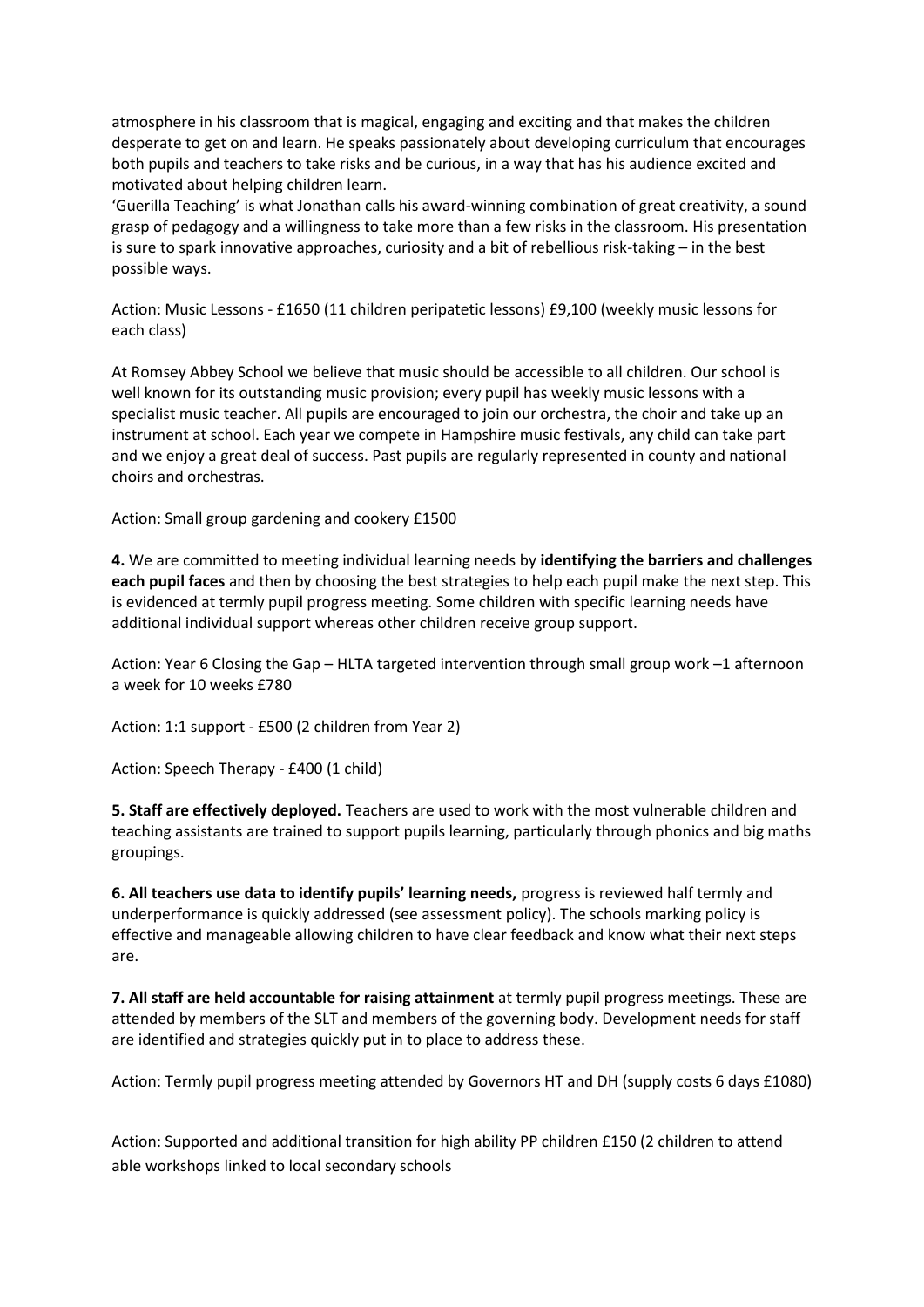atmosphere in his classroom that is magical, engaging and exciting and that makes the children desperate to get on and learn. He speaks passionately about developing curriculum that encourages both pupils and teachers to take risks and be curious, in a way that has his audience excited and motivated about helping children learn.
'Guerilla Teaching' is what Jonathan calls his award-winning combination of great creativity, a sound grasp of pedagogy and a willingness to take more than a few risks in the classroom. His presentation is sure to spark innovative approaches, curiosity and a bit of rebellious risk-taking – in the best possible ways.

Action: Music Lessons - £1650 (11 children peripatetic lessons) £9,100 (weekly music lessons for each class)

At Romsey Abbey School we believe that music should be accessible to all children. Our school is well known for its outstanding music provision; every pupil has weekly music lessons with a specialist music teacher. All pupils are encouraged to join our orchestra, the choir and take up an instrument at school. Each year we compete in Hampshire music festivals, any child can take part and we enjoy a great deal of success. Past pupils are regularly represented in county and national choirs and orchestras.

Action: Small group gardening and cookery £1500

**4.** We are committed to meeting individual learning needs by **identifying the barriers and challenges each pupil faces** and then by choosing the best strategies to help each pupil make the next step. This is evidenced at termly pupil progress meeting. Some children with specific learning needs have additional individual support whereas other children receive group support.

Action: Year 6 Closing the Gap – HLTA targeted intervention through small group work –1 afternoon a week for 10 weeks £780

Action: 1:1 support - £500 (2 children from Year 2)

Action: Speech Therapy - £400 (1 child)

**5. Staff are effectively deployed.** Teachers are used to work with the most vulnerable children and teaching assistants are trained to support pupils learning, particularly through phonics and big maths groupings.

**6. All teachers use data to identify pupils' learning needs,** progress is reviewed half termly and underperformance is quickly addressed (see assessment policy). The schools marking policy is effective and manageable allowing children to have clear feedback and know what their next steps are.

**7. All staff are held accountable for raising attainment** at termly pupil progress meetings. These are attended by members of the SLT and members of the governing body. Development needs for staff are identified and strategies quickly put in to place to address these.

Action: Termly pupil progress meeting attended by Governors HT and DH (supply costs 6 days £1080)

Action: Supported and additional transition for high ability PP children £150 (2 children to attend able workshops linked to local secondary schools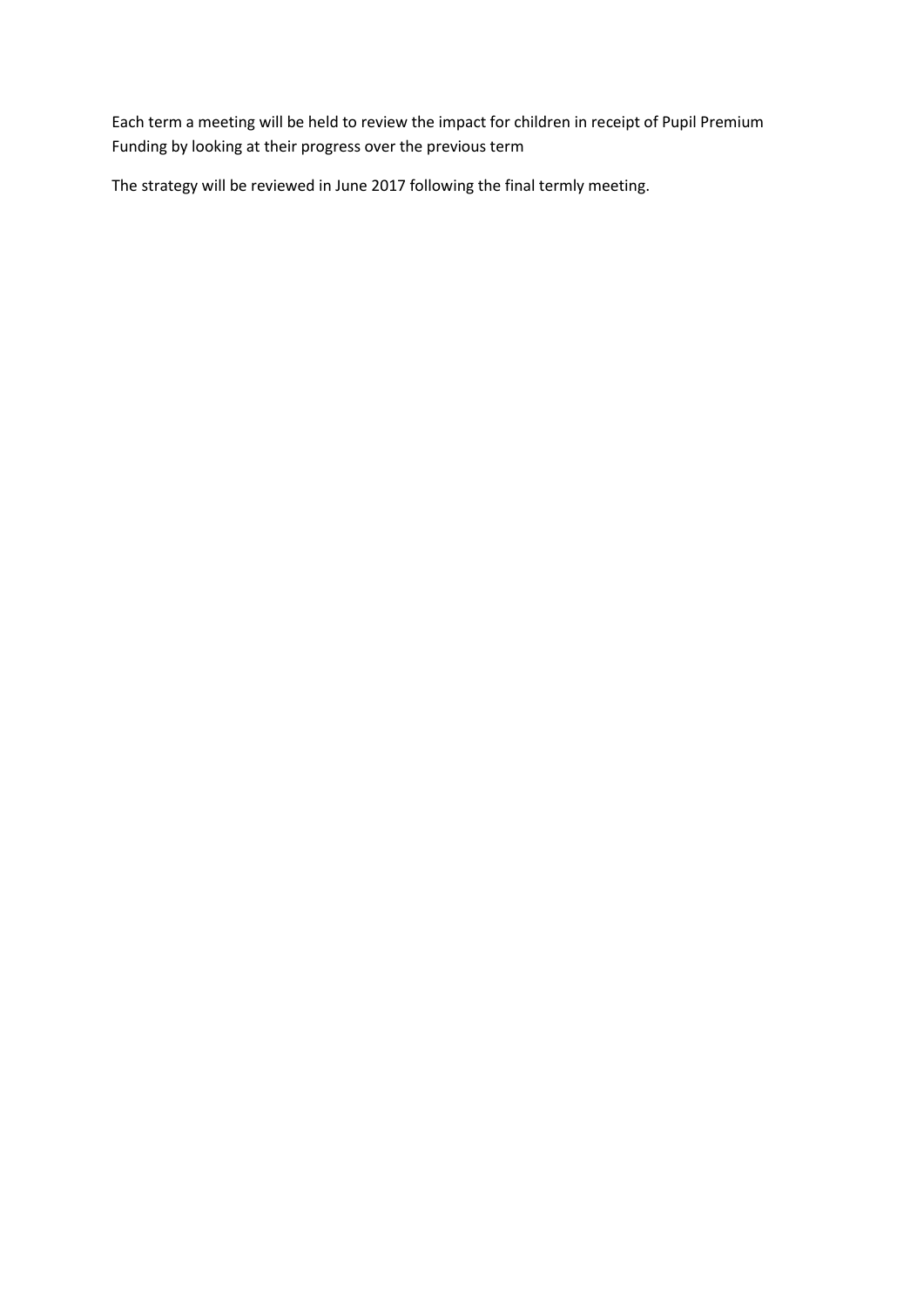Each term a meeting will be held to review the impact for children in receipt of Pupil Premium Funding by looking at their progress over the previous term

The strategy will be reviewed in June 2017 following the final termly meeting.